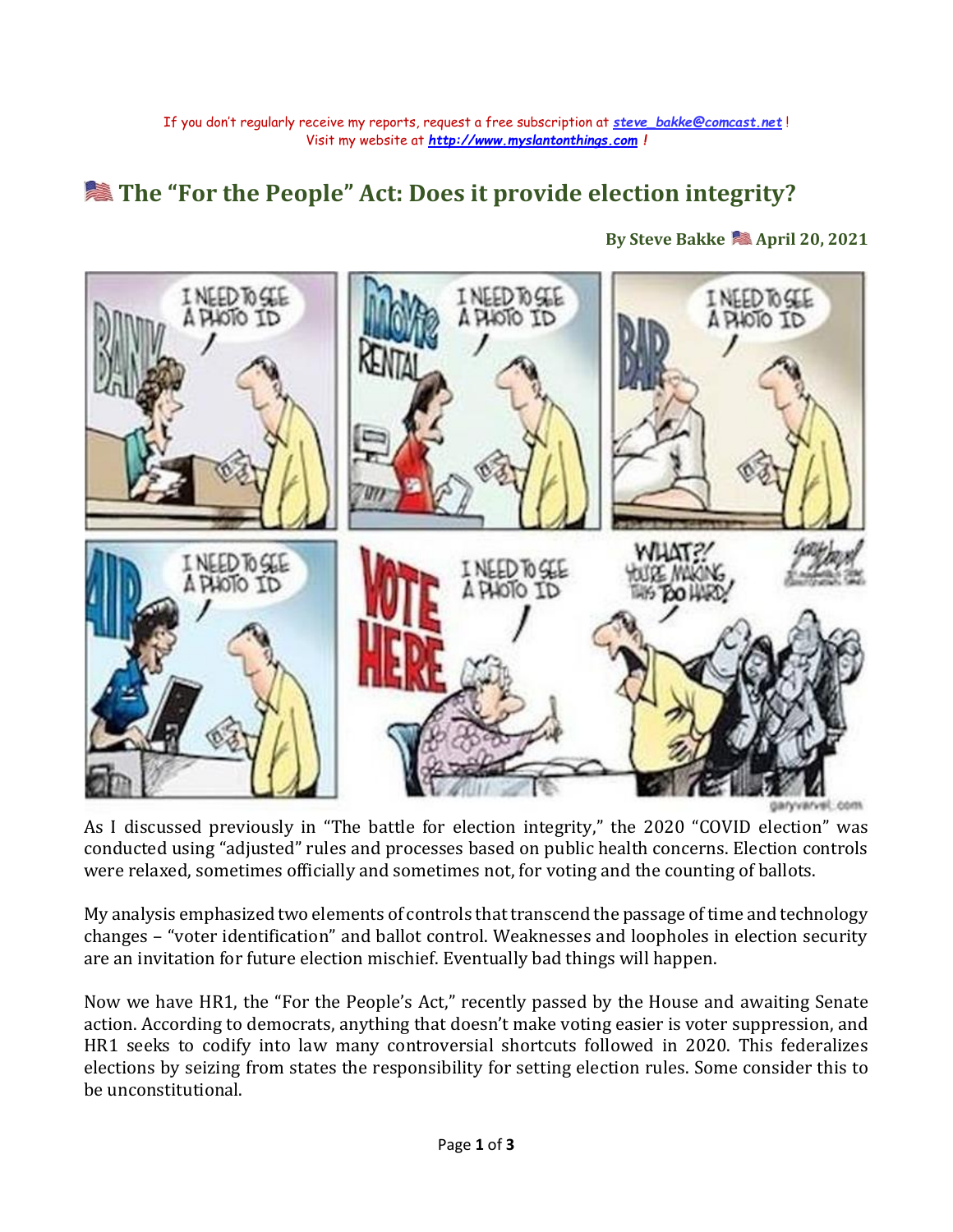If you don't regularly receive my reports, request a free subscription at [steve_bakke@comcast.net](mailto:steve_bakke@comcast.net)!
Visit my website at [http://www.myslantonthings.com](http://www.myslantonthings.com) !

# 🇺🇸 The "For the People" Act: Does it provide election integrity?

**By Steve Bakke 🇺🇸 April 20, 2021**

As I discussed previously in "The battle for election integrity," the 2020 "COVID election" was conducted using "adjusted" rules and processes based on public health concerns. Election controls were relaxed, sometimes officially and sometimes not, for voting and the counting of ballots.

My analysis emphasized two elements of controls that transcend the passage of time and technology changes – "voter identification" and ballot control. Weaknesses and loopholes in election security are an invitation for future election mischief. Eventually bad things will happen.

Now we have HR1, the "For the People's Act," recently passed by the House and awaiting Senate action. According to democrats, anything that doesn't make voting easier is voter suppression, and HR1 seeks to codify into law many controversial shortcuts followed in 2020. This federalizes elections by seizing from states the responsibility for setting election rules. Some consider this to be unconstitutional.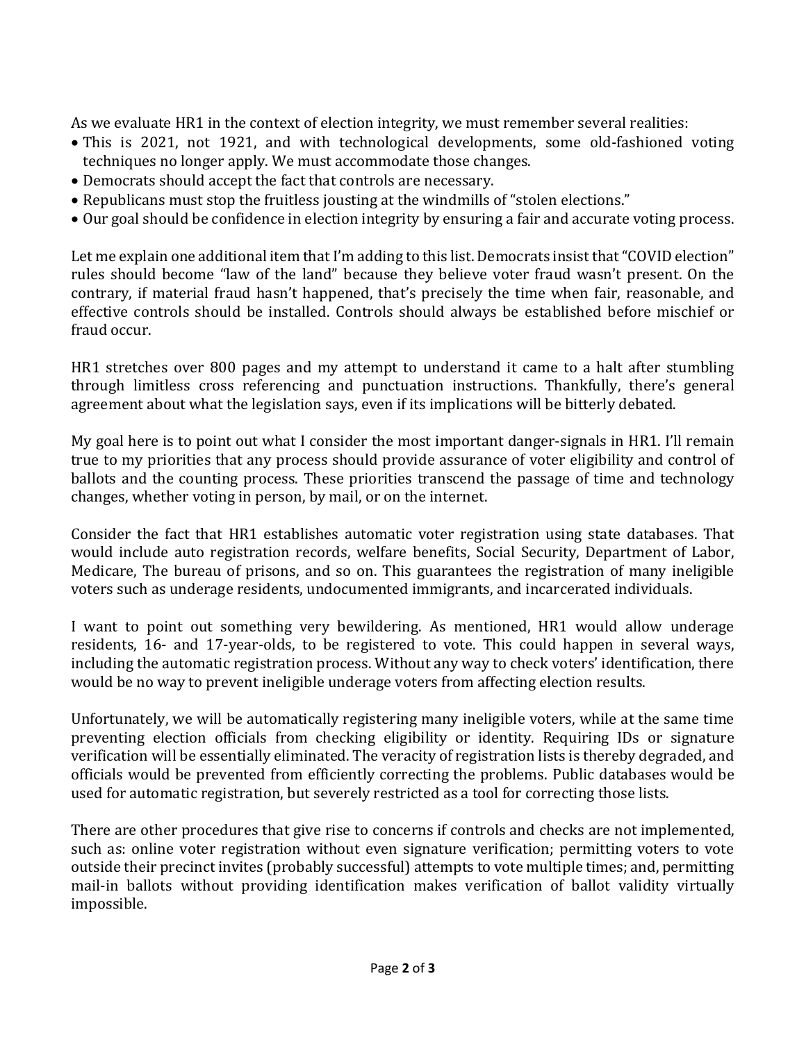As we evaluate HR1 in the context of election integrity, we must remember several realities:

- This is 2021, not 1921, and with technological developments, some old-fashioned voting techniques no longer apply. We must accommodate those changes.
- Democrats should accept the fact that controls are necessary.
- Republicans must stop the fruitless jousting at the windmills of "stolen elections."
- Our goal should be confidence in election integrity by ensuring a fair and accurate voting process.

Let me explain one additional item that I'm adding to this list. Democrats insist that "COVID election" rules should become "law of the land" because they believe voter fraud wasn't present. On the contrary, if material fraud hasn't happened, that's precisely the time when fair, reasonable, and effective controls should be installed. Controls should always be established before mischief or fraud occur.

HR1 stretches over 800 pages and my attempt to understand it came to a halt after stumbling through limitless cross referencing and punctuation instructions. Thankfully, there's general agreement about what the legislation says, even if its implications will be bitterly debated.

My goal here is to point out what I consider the most important danger-signals in HR1. I'll remain true to my priorities that any process should provide assurance of voter eligibility and control of ballots and the counting process. These priorities transcend the passage of time and technology changes, whether voting in person, by mail, or on the internet.

Consider the fact that HR1 establishes automatic voter registration using state databases. That would include auto registration records, welfare benefits, Social Security, Department of Labor, Medicare, The bureau of prisons, and so on. This guarantees the registration of many ineligible voters such as underage residents, undocumented immigrants, and incarcerated individuals.

I want to point out something very bewildering. As mentioned, HR1 would allow underage residents, 16- and 17-year-olds, to be registered to vote. This could happen in several ways, including the automatic registration process. Without any way to check voters' identification, there would be no way to prevent ineligible underage voters from affecting election results.

Unfortunately, we will be automatically registering many ineligible voters, while at the same time preventing election officials from checking eligibility or identity. Requiring IDs or signature verification will be essentially eliminated. The veracity of registration lists is thereby degraded, and officials would be prevented from efficiently correcting the problems. Public databases would be used for automatic registration, but severely restricted as a tool for correcting those lists.

There are other procedures that give rise to concerns if controls and checks are not implemented, such as: online voter registration without even signature verification; permitting voters to vote outside their precinct invites (probably successful) attempts to vote multiple times; and, permitting mail-in ballots without providing identification makes verification of ballot validity virtually impossible.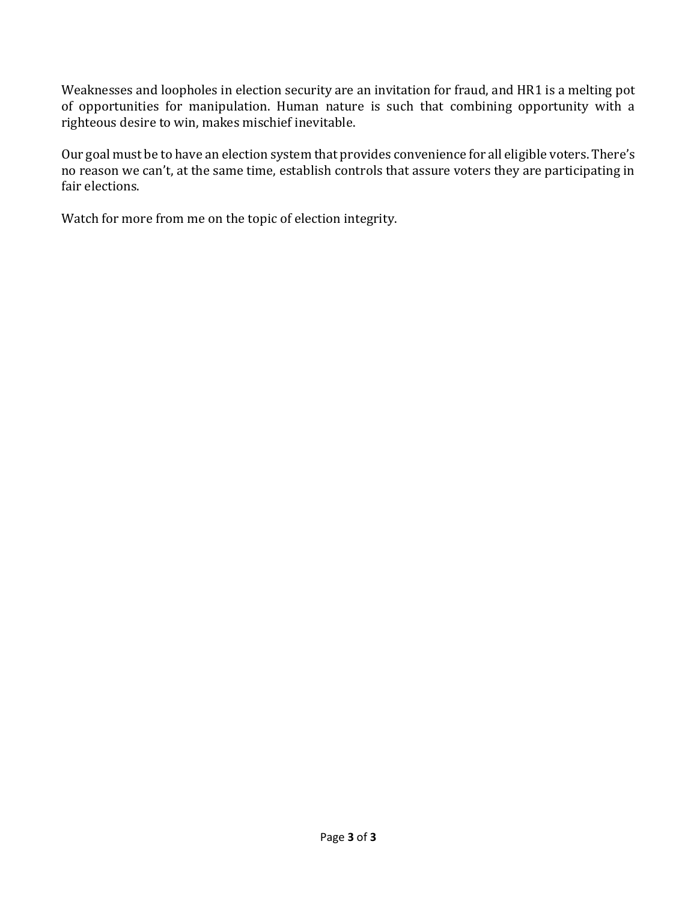Weaknesses and loopholes in election security are an invitation for fraud, and HR1 is a melting pot of opportunities for manipulation. Human nature is such that combining opportunity with a righteous desire to win, makes mischief inevitable.

Our goal must be to have an election system that provides convenience for all eligible voters. There's no reason we can't, at the same time, establish controls that assure voters they are participating in fair elections.

Watch for more from me on the topic of election integrity.